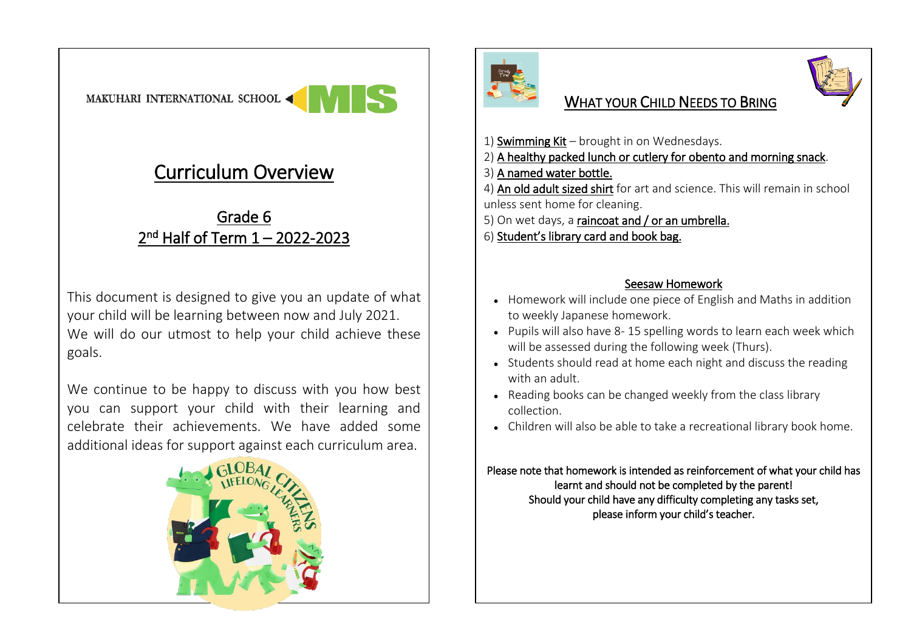MAKUHARI INTERNATIONAL SCHOOL MIS

# Curriculum Overview

## Grade 6
## 2nd Half of Term 1 – 2022-2023

This document is designed to give you an update of what your child will be learning between now and July 2021. We will do our utmost to help your child achieve these goals.

We continue to be happy to discuss with you how best you can support your child with their learning and celebrate their achievements. We have added some additional ideas for support against each curriculum area.

GLOBAL CITIZENS LIFELONG LEARNERS

## WHAT YOUR CHILD NEEDS TO BRING

1) Swimming Kit – brought in on Wednesdays.
2) A healthy packed lunch or cutlery for obento and morning snack.
3) A named water bottle.
4) An old adult sized shirt for art and science. This will remain in school unless sent home for cleaning.
5) On wet days, a raincoat and / or an umbrella.
6) Student's library card and book bag.

### Seesaw Homework

- Homework will include one piece of English and Maths in addition to weekly Japanese homework.
- Pupils will also have 8- 15 spelling words to learn each week which will be assessed during the following week (Thurs).
- Students should read at home each night and discuss the reading with an adult.
- Reading books can be changed weekly from the class library collection.
- Children will also be able to take a recreational library book home.

Please note that homework is intended as reinforcement of what your child has learnt and should not be completed by the parent!
Should your child have any difficulty completing any tasks set, please inform your child's teacher.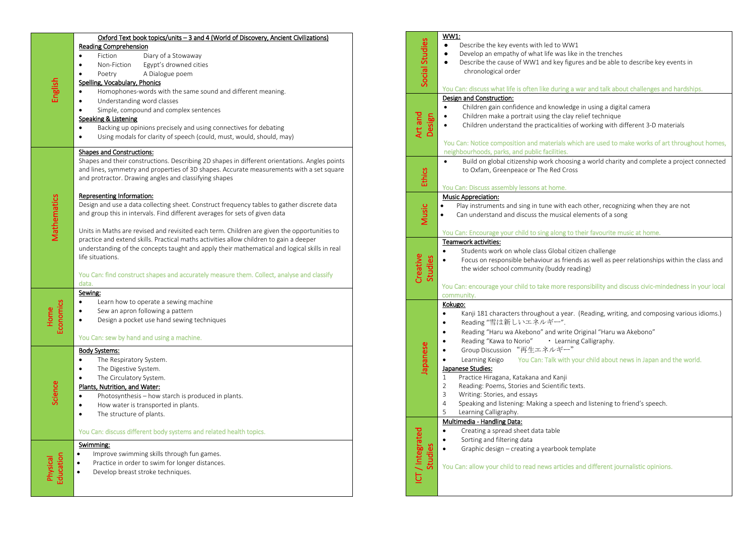## English

**Oxford Text book topics/units – 3 and 4 (World of Discovery, Ancient Civilizations)**

**Reading Comprehension**
- Fiction — Diary of a Stowaway
- Non-Fiction — Egypt's drowned cities
- Poetry — A Dialogue poem

**Spelling, Vocabulary, Phonics**
- Homophones-words with the same sound and different meaning.
- Understanding word classes
- Simple, compound and complex sentences

**Speaking & Listening**
- Backing up opinions precisely and using connectives for debating
- Using modals for clarity of speech (could, must, would, should, may)

## Mathematics

**Shapes and Constructions:**

Shapes and their constructions. Describing 2D shapes in different orientations. Angles points and lines, symmetry and properties of 3D shapes. Accurate measurements with a set square and protractor. Drawing angles and classifying shapes

**Representing Information:**

Design and use a data collecting sheet. Construct frequency tables to gather discrete data and group this in intervals. Find different averages for sets of given data

Units in Maths are revised and revisited each term. Children are given the opportunities to practice and extend skills. Practical maths activities allow children to gain a deeper understanding of the concepts taught and apply their mathematical and logical skills in real life situations.

You Can: find construct shapes and accurately measure them. Collect, analyse and classify data.

## Home Economics

**Sewing:**
- Learn how to operate a sewing machine
- Sew an apron following a pattern
- Design a pocket use hand sewing techniques

You Can: sew by hand and using a machine.

## Science

**Body Systems:**
- The Respiratory System.
- The Digestive System.
- The Circulatory System.

**Plants, Nutrition, and Water:**
- Photosynthesis – how starch is produced in plants.
- How water is transported in plants.
- The structure of plants.

You Can: discuss different body systems and related health topics.

## Physical Education

**Swimming:**
- Improve swimming skills through fun games.
- Practice in order to swim for longer distances.
- Develop breast stroke techniques.

## Social Studies

**WW1:**
- Describe the key events with led to WW1
- Develop an empathy of what life was like in the trenches
- Describe the cause of WW1 and key figures and be able to describe key events in chronological order

You Can: discuss what life is often like during a war and talk about challenges and hardships.

## Art and Design

**Design and Construction:**
- Children gain confidence and knowledge in using a digital camera
- Children make a portrait using the clay relief technique
- Children understand the practicalities of working with different 3-D materials

You Can: Notice composition and materials which are used to make works of art throughout homes, neighbourhoods, parks, and public facilities.

## Ethics

- Build on global citizenship work choosing a world charity and complete a project connected to Oxfam, Greenpeace or The Red Cross

You Can: Discuss assembly lessons at home.

## Music

**Music Appreciation:**
- Play instruments and sing in tune with each other, recognizing when they are not
- Can understand and discuss the musical elements of a song

You Can: Encourage your child to sing along to their favourite music at home.

## Creative Studies

**Teamwork activities:**
- Students work on whole class Global citizen challenge
- Focus on responsible behaviour as friends as well as peer relationships within the class and the wider school community (buddy reading)

You Can: encourage your child to take more responsibility and discuss civic-mindedness in your local community.

## Japanese

**Kokugo:**
- Kanji 181 characters throughout a year. (Reading, writing, and composing various idioms.)
- Reading "雪は新しいエネルギー".
- Reading "Haru wa Akebono" and write Original "Haru wa Akebono"
- Reading "Kawa to Norio" ・Learning Calligraphy.
- Group Discussion "再生エネルギー"
- Learning Keigo

You Can: Talk with your child about news in Japan and the world.

**Japanese Studies:**
1. Practice Hiragana, Katakana and Kanji
2. Reading: Poems, Stories and Scientific texts.
3. Writing: Stories, and essays
4. Speaking and listening: Making a speech and listening to friend's speech.
5. Learning Calligraphy.

## ICT / Integrated Studies

**Multimedia - Handling Data:**
- Creating a spread sheet data table
- Sorting and filtering data
- Graphic design – creating a yearbook template

You Can: allow your child to read news articles and different journalistic opinions.